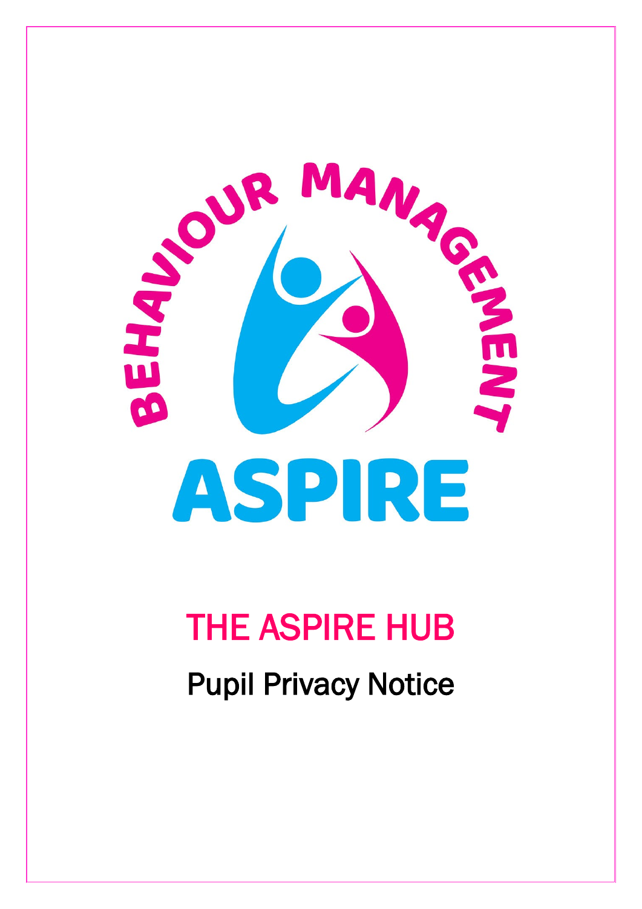BEHAVIOUR MANAGEMENT

ASPIRE

# THE ASPIRE HUB

## Pupil Privacy Notice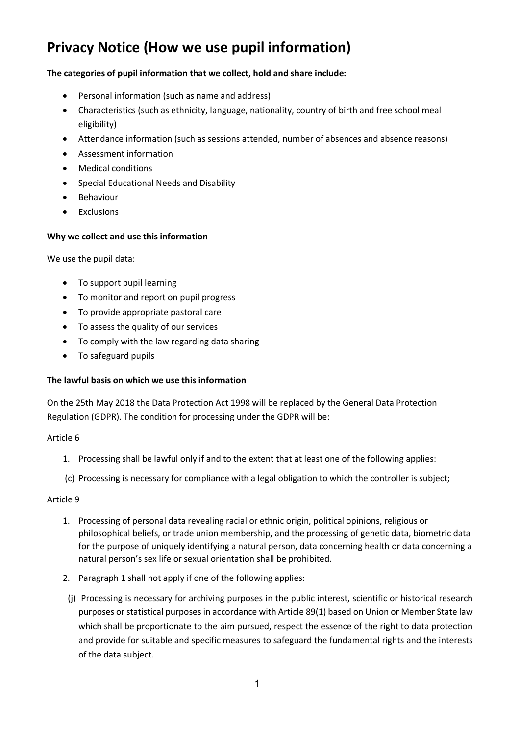# Privacy Notice (How we use pupil information)

**The categories of pupil information that we collect, hold and share include:**

- Personal information (such as name and address)
- Characteristics (such as ethnicity, language, nationality, country of birth and free school meal eligibility)
- Attendance information (such as sessions attended, number of absences and absence reasons)
- Assessment information
- Medical conditions
- Special Educational Needs and Disability
- Behaviour
- Exclusions

**Why we collect and use this information**

We use the pupil data:

- To support pupil learning
- To monitor and report on pupil progress
- To provide appropriate pastoral care
- To assess the quality of our services
- To comply with the law regarding data sharing
- To safeguard pupils

**The lawful basis on which we use this information**

On the 25th May 2018 the Data Protection Act 1998 will be replaced by the General Data Protection Regulation (GDPR). The condition for processing under the GDPR will be:

Article 6

1. Processing shall be lawful only if and to the extent that at least one of the following applies:

(c) Processing is necessary for compliance with a legal obligation to which the controller is subject;

Article 9

1. Processing of personal data revealing racial or ethnic origin, political opinions, religious or philosophical beliefs, or trade union membership, and the processing of genetic data, biometric data for the purpose of uniquely identifying a natural person, data concerning health or data concerning a natural person's sex life or sexual orientation shall be prohibited.
2. Paragraph 1 shall not apply if one of the following applies:

(j) Processing is necessary for archiving purposes in the public interest, scientific or historical research purposes or statistical purposes in accordance with Article 89(1) based on Union or Member State law which shall be proportionate to the aim pursued, respect the essence of the right to data protection and provide for suitable and specific measures to safeguard the fundamental rights and the interests of the data subject.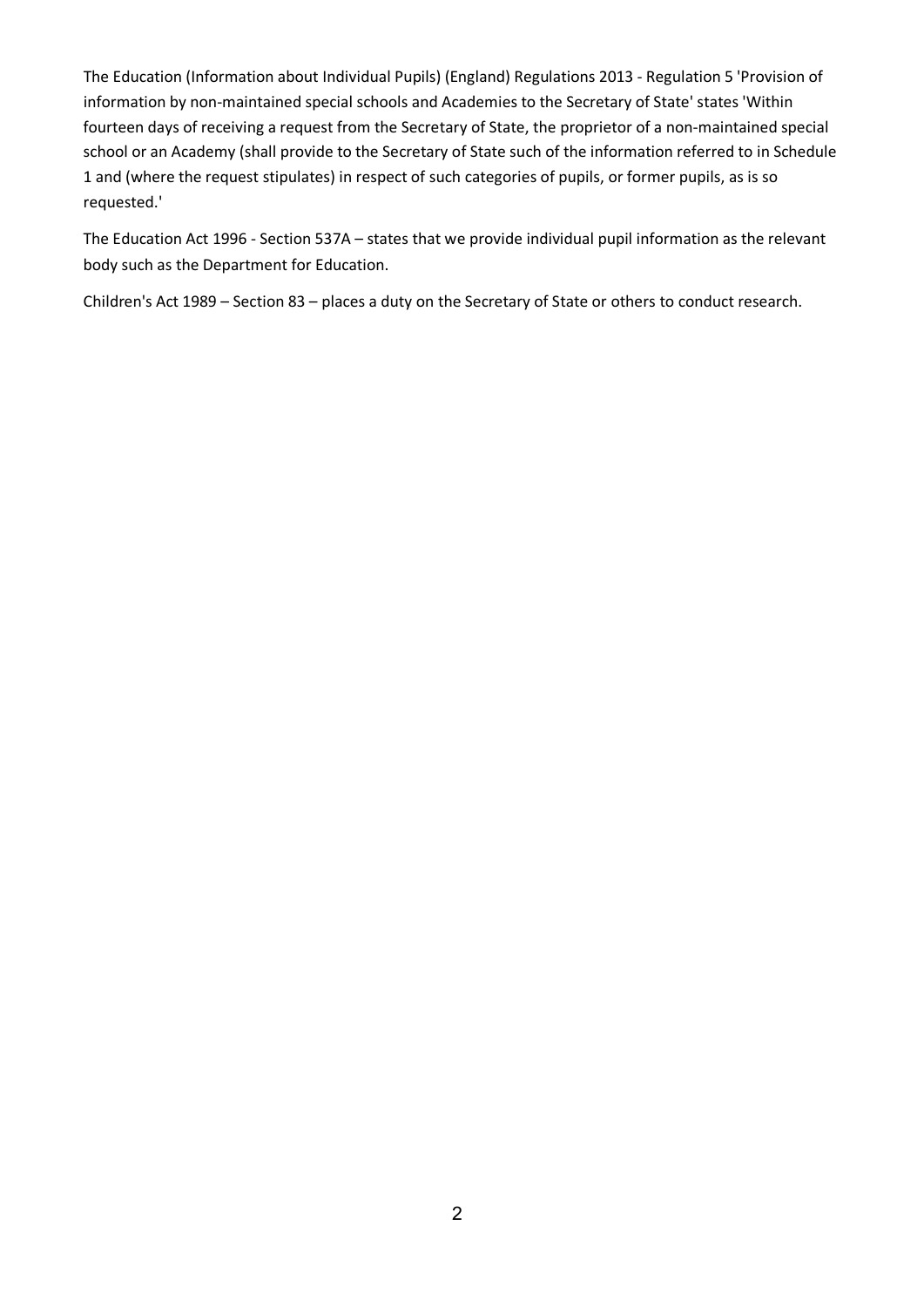The Education (Information about Individual Pupils) (England) Regulations 2013 - Regulation 5 'Provision of information by non-maintained special schools and Academies to the Secretary of State' states 'Within fourteen days of receiving a request from the Secretary of State, the proprietor of a non-maintained special school or an Academy (shall provide to the Secretary of State such of the information referred to in Schedule 1 and (where the request stipulates) in respect of such categories of pupils, or former pupils, as is so requested.'

The Education Act 1996 - Section 537A – states that we provide individual pupil information as the relevant body such as the Department for Education.

Children's Act 1989 – Section 83 – places a duty on the Secretary of State or others to conduct research.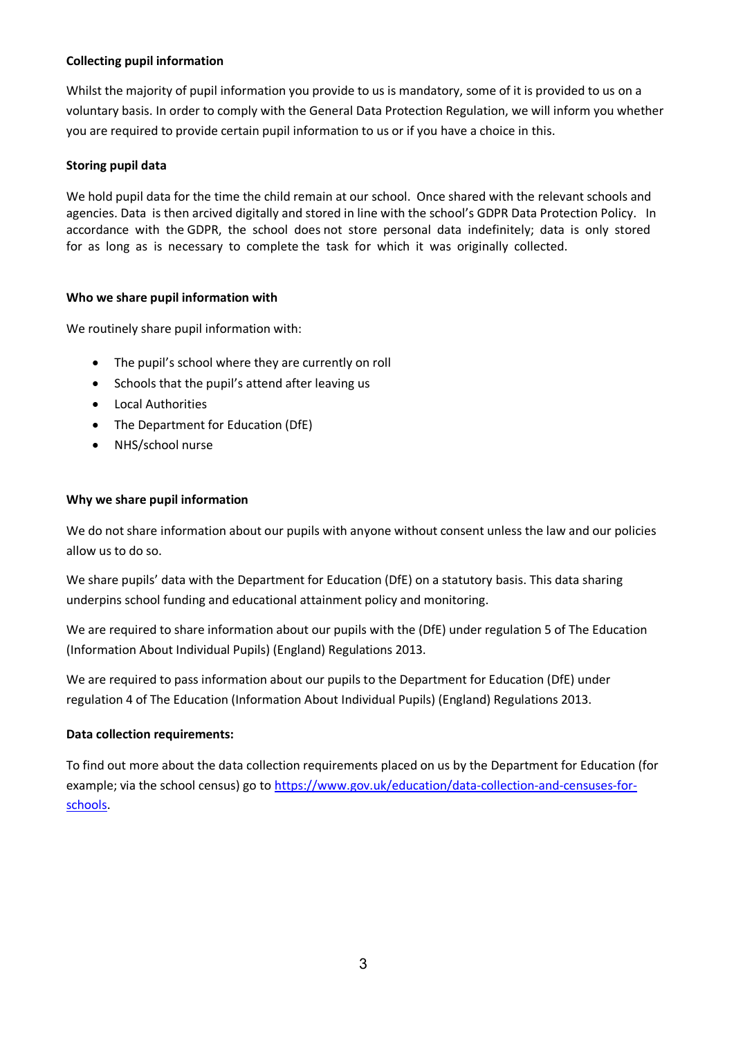**Collecting pupil information**

Whilst the majority of pupil information you provide to us is mandatory, some of it is provided to us on a voluntary basis. In order to comply with the General Data Protection Regulation, we will inform you whether you are required to provide certain pupil information to us or if you have a choice in this.

**Storing pupil data**

We hold pupil data for the time the child remain at our school. Once shared with the relevant schools and agencies. Data is then arcived digitally and stored in line with the school's GDPR Data Protection Policy. In accordance with the GDPR, the school does not store personal data indefinitely; data is only stored for as long as is necessary to complete the task for which it was originally collected.

**Who we share pupil information with**

We routinely share pupil information with:

- The pupil's school where they are currently on roll
- Schools that the pupil's attend after leaving us
- Local Authorities
- The Department for Education (DfE)
- NHS/school nurse

**Why we share pupil information**

We do not share information about our pupils with anyone without consent unless the law and our policies allow us to do so.

We share pupils' data with the Department for Education (DfE) on a statutory basis. This data sharing underpins school funding and educational attainment policy and monitoring.

We are required to share information about our pupils with the (DfE) under regulation 5 of The Education (Information About Individual Pupils) (England) Regulations 2013.

We are required to pass information about our pupils to the Department for Education (DfE) under regulation 4 of The Education (Information About Individual Pupils) (England) Regulations 2013.

**Data collection requirements:**

To find out more about the data collection requirements placed on us by the Department for Education (for example; via the school census) go to [https://www.gov.uk/education/data-collection-and-censuses-for-schools](https://www.gov.uk/education/data-collection-and-censuses-for-schools).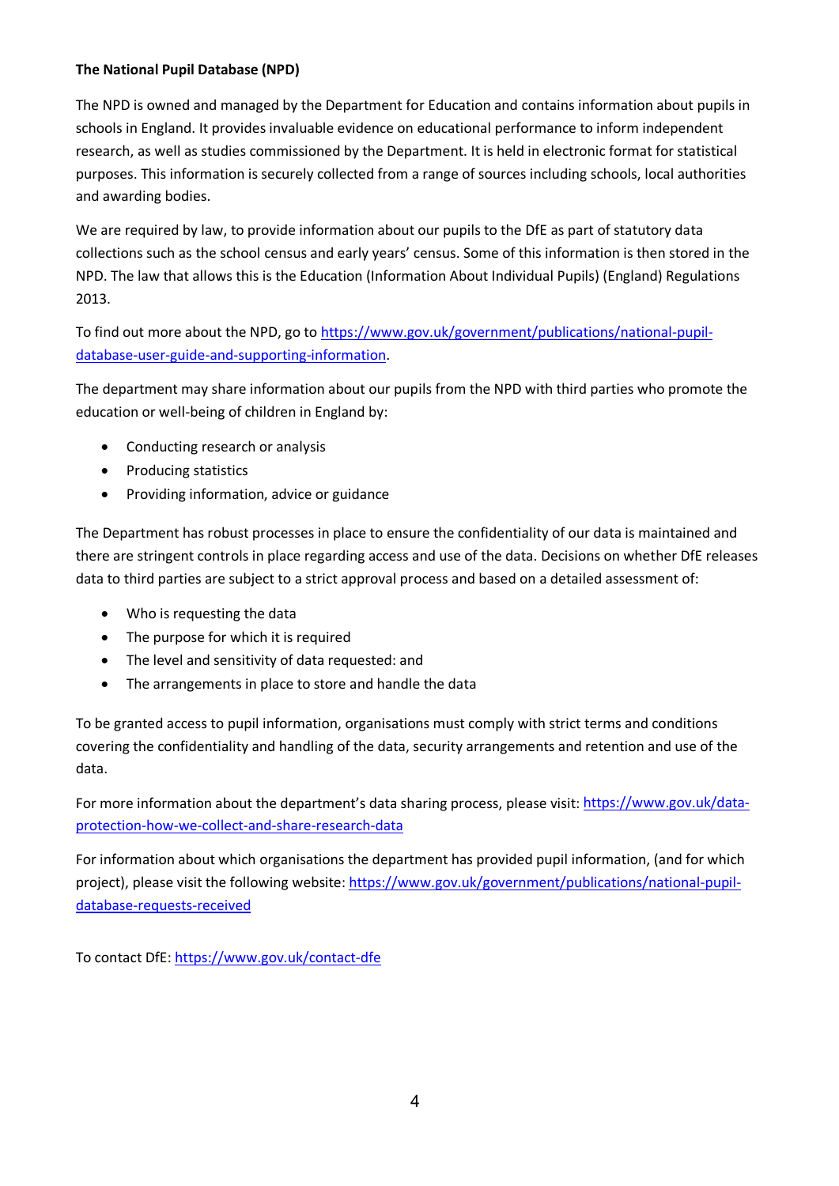**The National Pupil Database (NPD)**

The NPD is owned and managed by the Department for Education and contains information about pupils in schools in England. It provides invaluable evidence on educational performance to inform independent research, as well as studies commissioned by the Department. It is held in electronic format for statistical purposes. This information is securely collected from a range of sources including schools, local authorities and awarding bodies.

We are required by law, to provide information about our pupils to the DfE as part of statutory data collections such as the school census and early years' census. Some of this information is then stored in the NPD. The law that allows this is the Education (Information About Individual Pupils) (England) Regulations 2013.

To find out more about the NPD, go to [https://www.gov.uk/government/publications/national-pupil-database-user-guide-and-supporting-information](https://www.gov.uk/government/publications/national-pupil-database-user-guide-and-supporting-information).

The department may share information about our pupils from the NPD with third parties who promote the education or well-being of children in England by:

- Conducting research or analysis
- Producing statistics
- Providing information, advice or guidance

The Department has robust processes in place to ensure the confidentiality of our data is maintained and there are stringent controls in place regarding access and use of the data. Decisions on whether DfE releases data to third parties are subject to a strict approval process and based on a detailed assessment of:

- Who is requesting the data
- The purpose for which it is required
- The level and sensitivity of data requested: and
- The arrangements in place to store and handle the data

To be granted access to pupil information, organisations must comply with strict terms and conditions covering the confidentiality and handling of the data, security arrangements and retention and use of the data.

For more information about the department's data sharing process, please visit: [https://www.gov.uk/data-protection-how-we-collect-and-share-research-data](https://www.gov.uk/data-protection-how-we-collect-and-share-research-data)

For information about which organisations the department has provided pupil information, (and for which project), please visit the following website: [https://www.gov.uk/government/publications/national-pupil-database-requests-received](https://www.gov.uk/government/publications/national-pupil-database-requests-received)

To contact DfE: [https://www.gov.uk/contact-dfe](https://www.gov.uk/contact-dfe)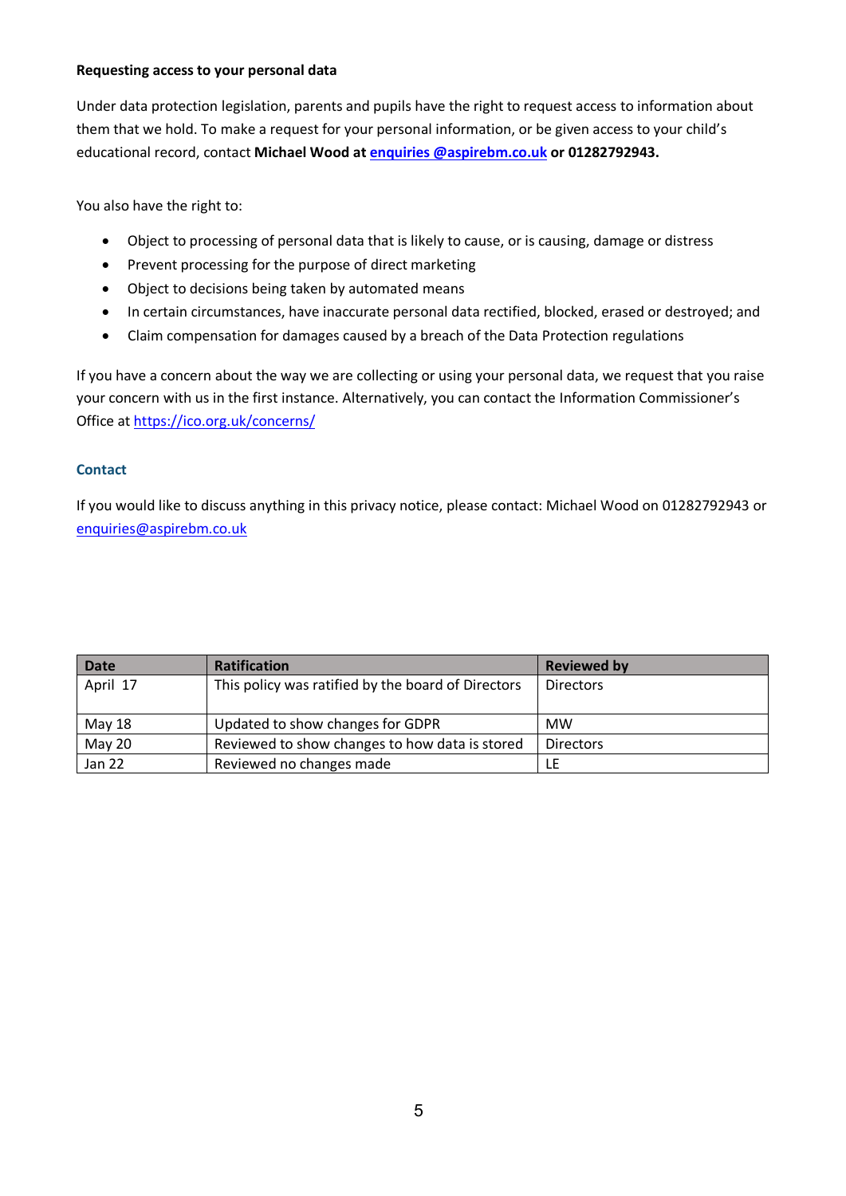**Requesting access to your personal data**

Under data protection legislation, parents and pupils have the right to request access to information about them that we hold. To make a request for your personal information, or be given access to your child's educational record, contact **Michael Wood at [enquiries @aspirebm.co.uk](mailto:enquiries@aspirebm.co.uk) or 01282792943.**

You also have the right to:

- Object to processing of personal data that is likely to cause, or is causing, damage or distress
- Prevent processing for the purpose of direct marketing
- Object to decisions being taken by automated means
- In certain circumstances, have inaccurate personal data rectified, blocked, erased or destroyed; and
- Claim compensation for damages caused by a breach of the Data Protection regulations

If you have a concern about the way we are collecting or using your personal data, we request that you raise your concern with us in the first instance. Alternatively, you can contact the Information Commissioner's Office at https://ico.org.uk/concerns/

### Contact

If you would like to discuss anything in this privacy notice, please contact: Michael Wood on 01282792943 or enquiries@aspirebm.co.uk

| Date | Ratification | Reviewed by |
|---|---|---|
| April 17 | This policy was ratified by the board of Directors | Directors |
| May 18 | Updated to show changes for GDPR | MW |
| May 20 | Reviewed to show changes to how data is stored | Directors |
| Jan 22 | Reviewed no changes made | LE |